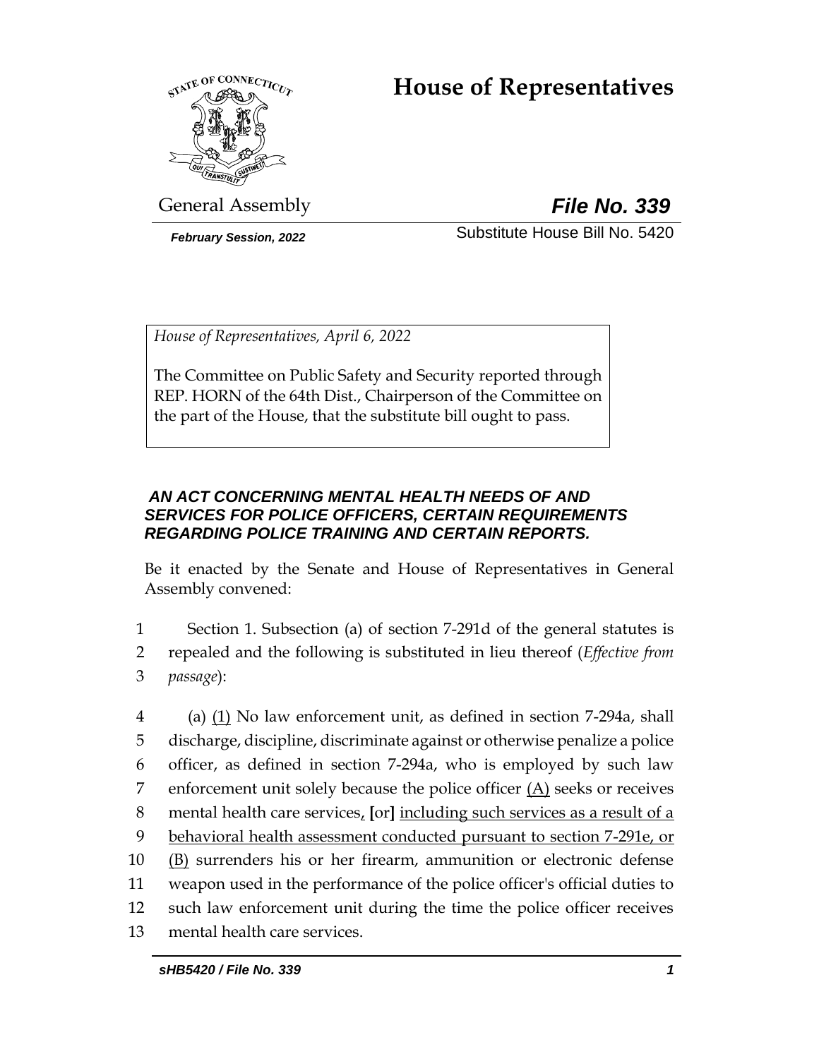# House of Representatives

General Assembly

***File No. 339***

***February Session, 2022***

Substitute House Bill No. 5420

*House of Representatives, April 6, 2022*

The Committee on Public Safety and Security reported through REP. HORN of the 64th Dist., Chairperson of the Committee on the part of the House, that the substitute bill ought to pass.

***AN ACT CONCERNING MENTAL HEALTH NEEDS OF AND SERVICES FOR POLICE OFFICERS, CERTAIN REQUIREMENTS REGARDING POLICE TRAINING AND CERTAIN REPORTS.***

Be it enacted by the Senate and House of Representatives in General Assembly convened:

1 Section 1. Subsection (a) of section 7-291d of the general statutes is
2 repealed and the following is substituted in lieu thereof (*Effective from*
3 *passage*):

4 (a) <u>(1)</u> No law enforcement unit, as defined in section 7-294a, shall
5 discharge, discipline, discriminate against or otherwise penalize a police
6 officer, as defined in section 7-294a, who is employed by such law
7 enforcement unit solely because the police officer <u>(A)</u> seeks or receives
8 mental health care services<u>,</u> **[**or**]** <u>including such services as a result of a</u>
9 <u>behavioral health assessment conducted pursuant to section 7-291e, or</u>
10 <u>(B)</u> surrenders his or her firearm, ammunition or electronic defense
11 weapon used in the performance of the police officer's official duties to
12 such law enforcement unit during the time the police officer receives
13 mental health care services.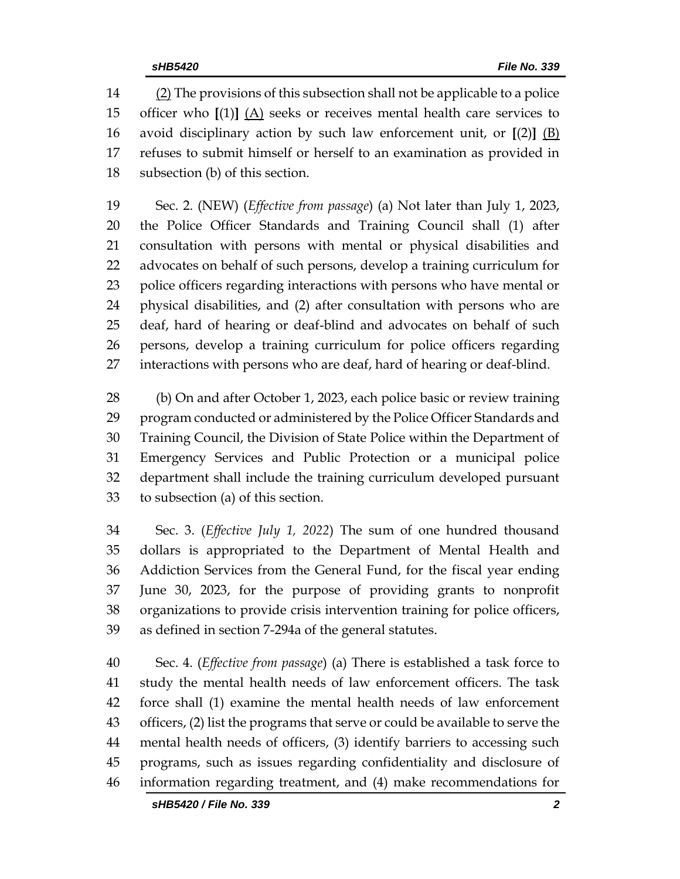(2) The provisions of this subsection shall not be applicable to a police officer who [(1)] (A) seeks or receives mental health care services to avoid disciplinary action by such law enforcement unit, or [(2)] (B) refuses to submit himself or herself to an examination as provided in subsection (b) of this section.

Sec. 2. (NEW) (*Effective from passage*) (a) Not later than July 1, 2023, the Police Officer Standards and Training Council shall (1) after consultation with persons with mental or physical disabilities and advocates on behalf of such persons, develop a training curriculum for police officers regarding interactions with persons who have mental or physical disabilities, and (2) after consultation with persons who are deaf, hard of hearing or deaf-blind and advocates on behalf of such persons, develop a training curriculum for police officers regarding interactions with persons who are deaf, hard of hearing or deaf-blind.

(b) On and after October 1, 2023, each police basic or review training program conducted or administered by the Police Officer Standards and Training Council, the Division of State Police within the Department of Emergency Services and Public Protection or a municipal police department shall include the training curriculum developed pursuant to subsection (a) of this section.

Sec. 3. (*Effective July 1, 2022*) The sum of one hundred thousand dollars is appropriated to the Department of Mental Health and Addiction Services from the General Fund, for the fiscal year ending June 30, 2023, for the purpose of providing grants to nonprofit organizations to provide crisis intervention training for police officers, as defined in section 7-294a of the general statutes.

Sec. 4. (*Effective from passage*) (a) There is established a task force to study the mental health needs of law enforcement officers. The task force shall (1) examine the mental health needs of law enforcement officers, (2) list the programs that serve or could be available to serve the mental health needs of officers, (3) identify barriers to accessing such programs, such as issues regarding confidentiality and disclosure of information regarding treatment, and (4) make recommendations for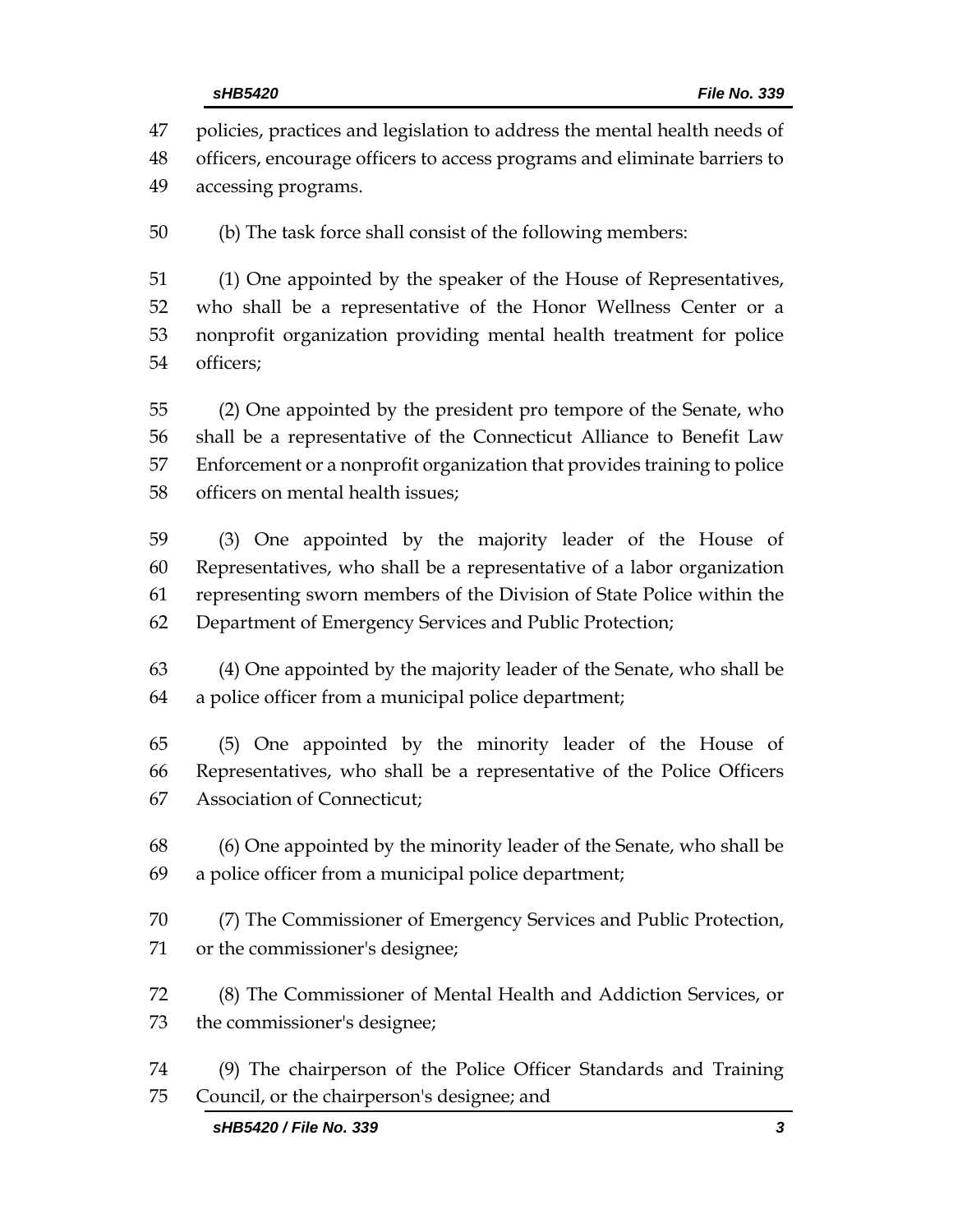policies, practices and legislation to address the mental health needs of officers, encourage officers to access programs and eliminate barriers to accessing programs.

(b) The task force shall consist of the following members:

(1) One appointed by the speaker of the House of Representatives, who shall be a representative of the Honor Wellness Center or a nonprofit organization providing mental health treatment for police officers;

(2) One appointed by the president pro tempore of the Senate, who shall be a representative of the Connecticut Alliance to Benefit Law Enforcement or a nonprofit organization that provides training to police officers on mental health issues;

(3) One appointed by the majority leader of the House of Representatives, who shall be a representative of a labor organization representing sworn members of the Division of State Police within the Department of Emergency Services and Public Protection;

(4) One appointed by the majority leader of the Senate, who shall be a police officer from a municipal police department;

(5) One appointed by the minority leader of the House of Representatives, who shall be a representative of the Police Officers Association of Connecticut;

(6) One appointed by the minority leader of the Senate, who shall be a police officer from a municipal police department;

(7) The Commissioner of Emergency Services and Public Protection, or the commissioner's designee;

(8) The Commissioner of Mental Health and Addiction Services, or the commissioner's designee;

(9) The chairperson of the Police Officer Standards and Training Council, or the chairperson's designee; and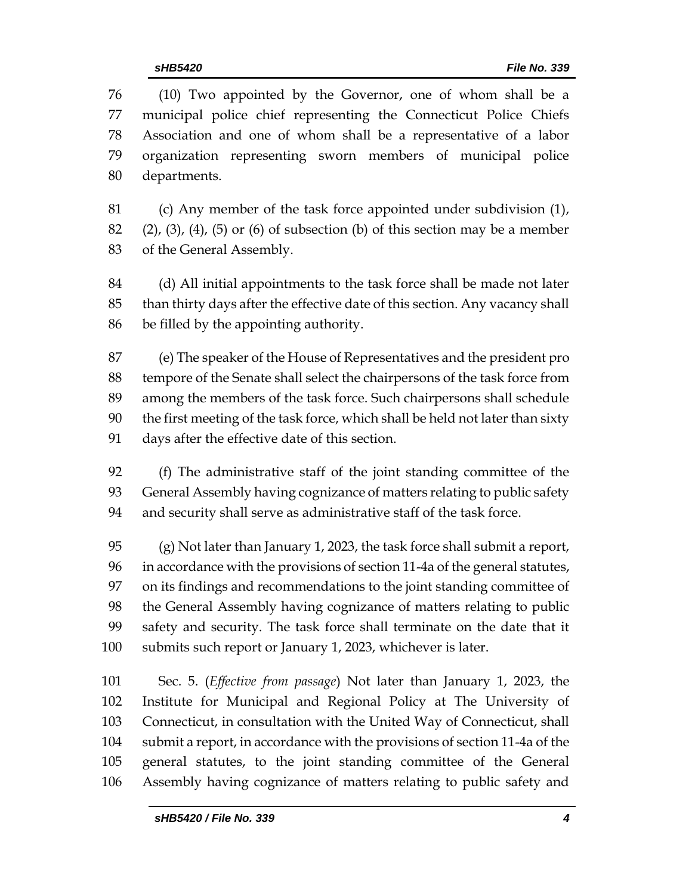(10) Two appointed by the Governor, one of whom shall be a municipal police chief representing the Connecticut Police Chiefs Association and one of whom shall be a representative of a labor organization representing sworn members of municipal police departments.

(c) Any member of the task force appointed under subdivision (1), (2), (3), (4), (5) or (6) of subsection (b) of this section may be a member of the General Assembly.

(d) All initial appointments to the task force shall be made not later than thirty days after the effective date of this section. Any vacancy shall be filled by the appointing authority.

(e) The speaker of the House of Representatives and the president pro tempore of the Senate shall select the chairpersons of the task force from among the members of the task force. Such chairpersons shall schedule the first meeting of the task force, which shall be held not later than sixty days after the effective date of this section.

(f) The administrative staff of the joint standing committee of the General Assembly having cognizance of matters relating to public safety and security shall serve as administrative staff of the task force.

(g) Not later than January 1, 2023, the task force shall submit a report, in accordance with the provisions of section 11-4a of the general statutes, on its findings and recommendations to the joint standing committee of the General Assembly having cognizance of matters relating to public safety and security. The task force shall terminate on the date that it submits such report or January 1, 2023, whichever is later.

Sec. 5. (*Effective from passage*) Not later than January 1, 2023, the Institute for Municipal and Regional Policy at The University of Connecticut, in consultation with the United Way of Connecticut, shall submit a report, in accordance with the provisions of section 11-4a of the general statutes, to the joint standing committee of the General Assembly having cognizance of matters relating to public safety and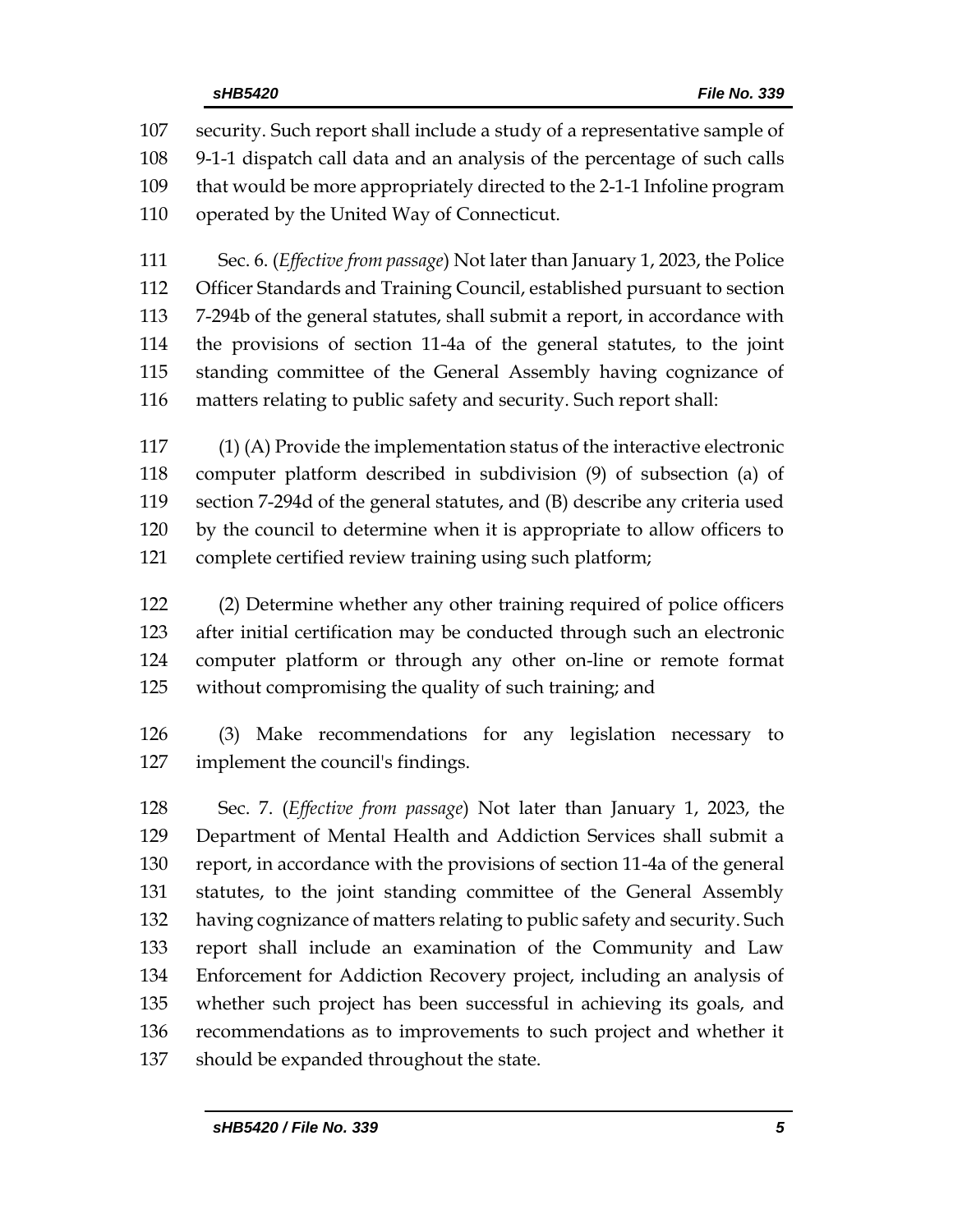security. Such report shall include a study of a representative sample of 9-1-1 dispatch call data and an analysis of the percentage of such calls that would be more appropriately directed to the 2-1-1 Infoline program operated by the United Way of Connecticut.

Sec. 6. (*Effective from passage*) Not later than January 1, 2023, the Police Officer Standards and Training Council, established pursuant to section 7-294b of the general statutes, shall submit a report, in accordance with the provisions of section 11-4a of the general statutes, to the joint standing committee of the General Assembly having cognizance of matters relating to public safety and security. Such report shall:

(1) (A) Provide the implementation status of the interactive electronic computer platform described in subdivision (9) of subsection (a) of section 7-294d of the general statutes, and (B) describe any criteria used by the council to determine when it is appropriate to allow officers to complete certified review training using such platform;

(2) Determine whether any other training required of police officers after initial certification may be conducted through such an electronic computer platform or through any other on-line or remote format without compromising the quality of such training; and

(3) Make recommendations for any legislation necessary to implement the council's findings.

Sec. 7. (*Effective from passage*) Not later than January 1, 2023, the Department of Mental Health and Addiction Services shall submit a report, in accordance with the provisions of section 11-4a of the general statutes, to the joint standing committee of the General Assembly having cognizance of matters relating to public safety and security. Such report shall include an examination of the Community and Law Enforcement for Addiction Recovery project, including an analysis of whether such project has been successful in achieving its goals, and recommendations as to improvements to such project and whether it should be expanded throughout the state.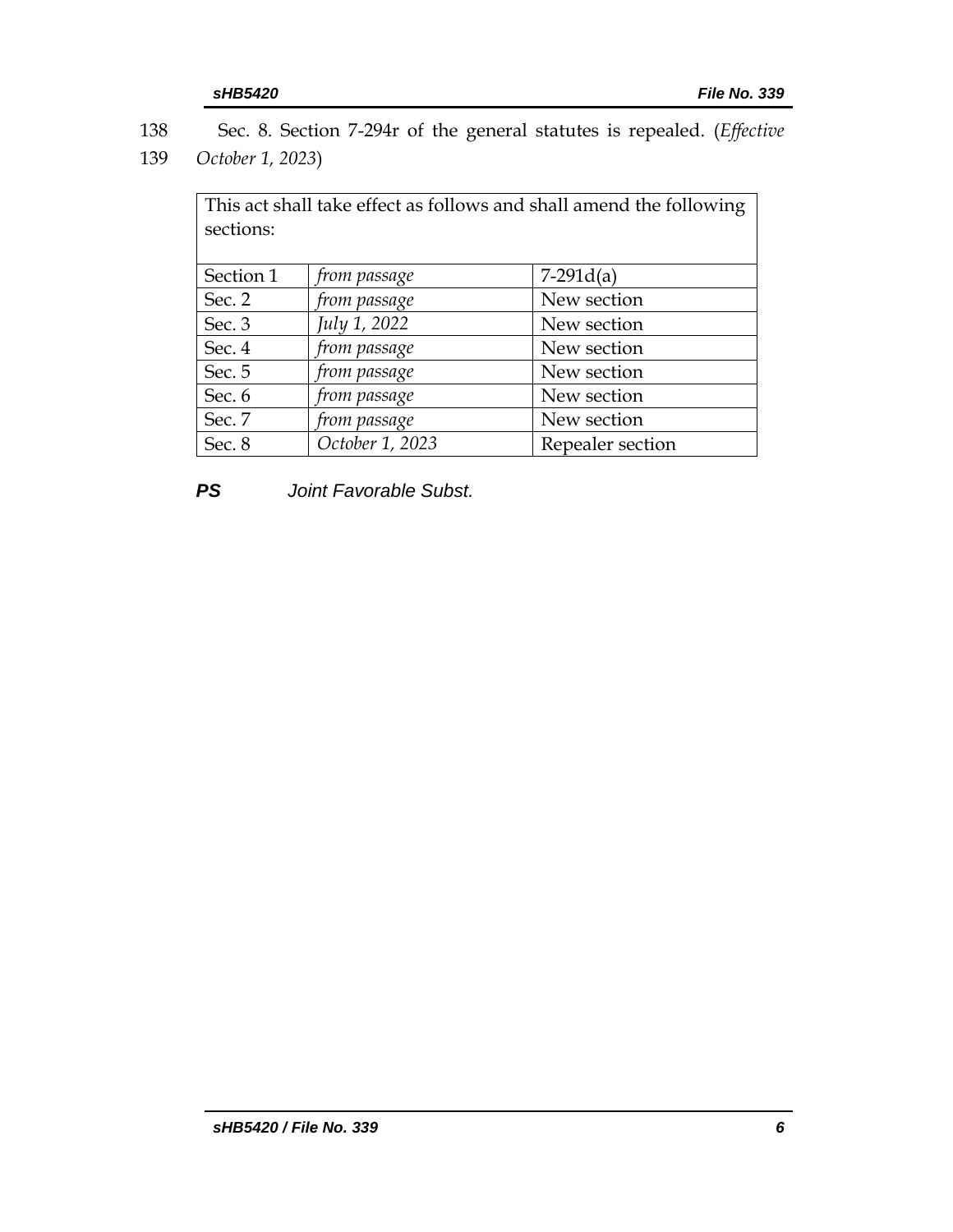138 Sec. 8. Section 7-294r of the general statutes is repealed. (*Effective*
139 *October 1, 2023*)

| This act shall take effect as follows and shall amend the following sections: | | |
|---|---|---|
| Section 1 | *from passage* | 7-291d(a) |
| Sec. 2 | *from passage* | New section |
| Sec. 3 | *July 1, 2022* | New section |
| Sec. 4 | *from passage* | New section |
| Sec. 5 | *from passage* | New section |
| Sec. 6 | *from passage* | New section |
| Sec. 7 | *from passage* | New section |
| Sec. 8 | *October 1, 2023* | Repealer section |

***PS*** *Joint Favorable Subst.*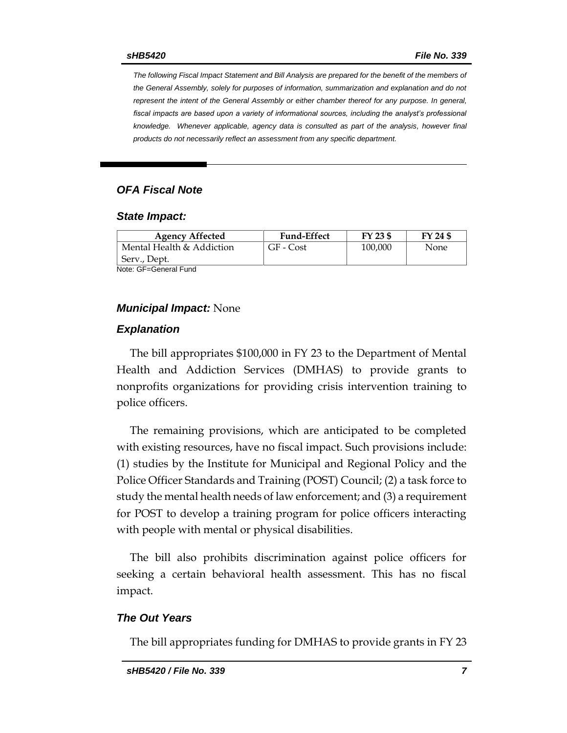*The following Fiscal Impact Statement and Bill Analysis are prepared for the benefit of the members of the General Assembly, solely for purposes of information, summarization and explanation and do not represent the intent of the General Assembly or either chamber thereof for any purpose. In general, fiscal impacts are based upon a variety of informational sources, including the analyst's professional knowledge. Whenever applicable, agency data is consulted as part of the analysis, however final products do not necessarily reflect an assessment from any specific department.*

## *OFA Fiscal Note*

### *State Impact:*

| Agency Affected | Fund-Effect | FY 23 $ | FY 24 $ |
|---|---|---|---|
| Mental Health & Addiction Serv., Dept. | GF - Cost | 100,000 | None |

Note: GF=General Fund

### *Municipal Impact:* None

### *Explanation*

The bill appropriates $100,000 in FY 23 to the Department of Mental Health and Addiction Services (DMHAS) to provide grants to nonprofits organizations for providing crisis intervention training to police officers.

The remaining provisions, which are anticipated to be completed with existing resources, have no fiscal impact. Such provisions include: (1) studies by the Institute for Municipal and Regional Policy and the Police Officer Standards and Training (POST) Council; (2) a task force to study the mental health needs of law enforcement; and (3) a requirement for POST to develop a training program for police officers interacting with people with mental or physical disabilities.

The bill also prohibits discrimination against police officers for seeking a certain behavioral health assessment. This has no fiscal impact.

### *The Out Years*

The bill appropriates funding for DMHAS to provide grants in FY 23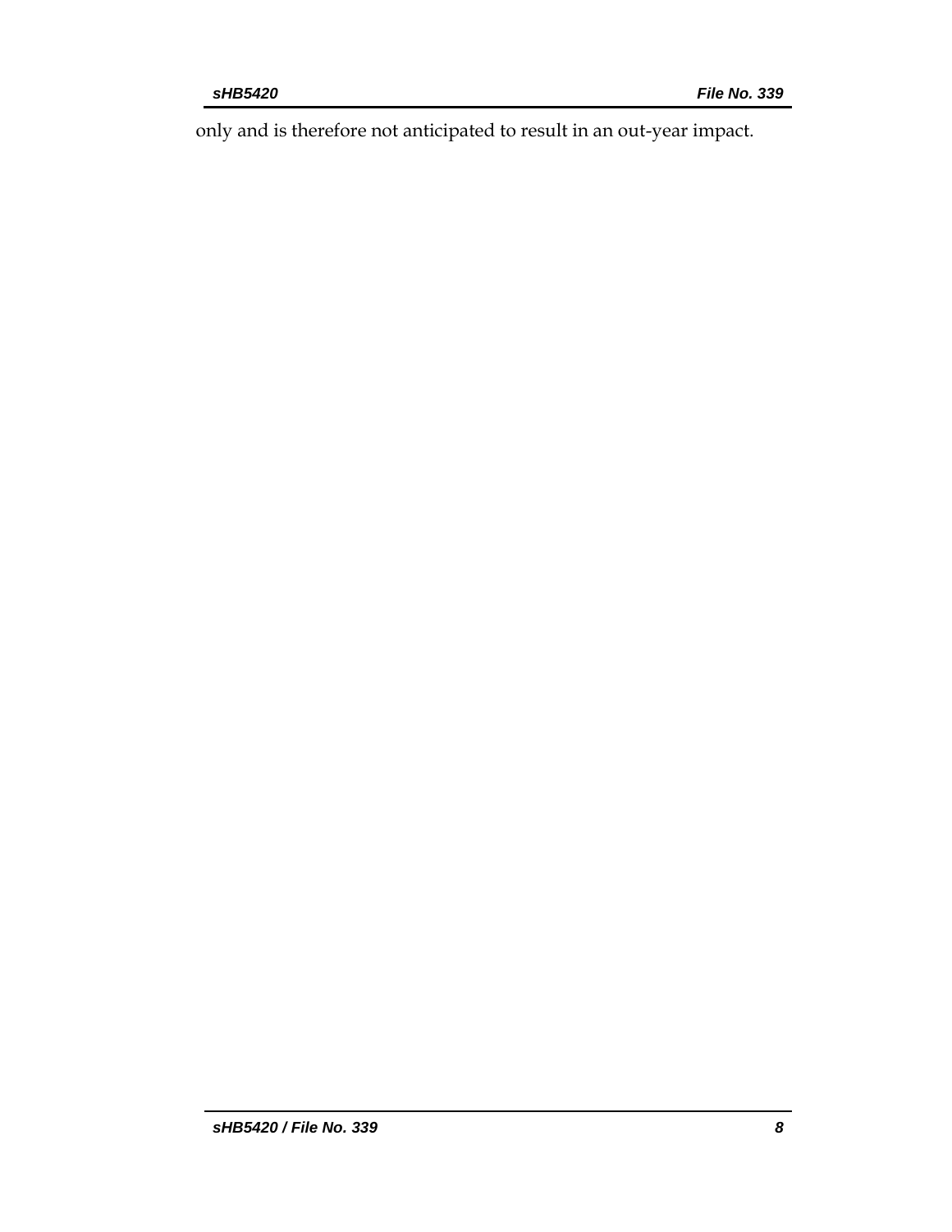only and is therefore not anticipated to result in an out-year impact.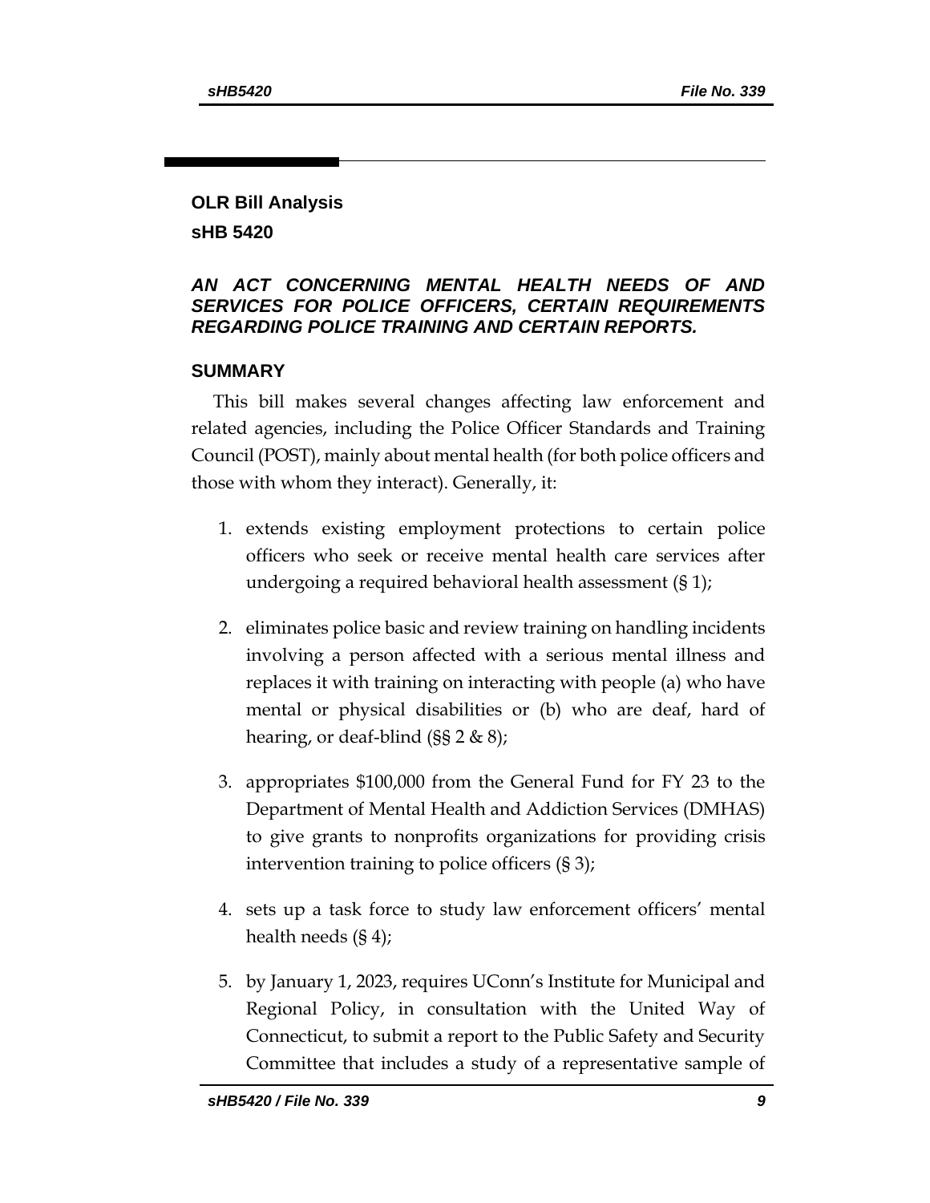# OLR Bill Analysis

## sHB 5420

### *AN ACT CONCERNING MENTAL HEALTH NEEDS OF AND SERVICES FOR POLICE OFFICERS, CERTAIN REQUIREMENTS REGARDING POLICE TRAINING AND CERTAIN REPORTS.*

## SUMMARY

This bill makes several changes affecting law enforcement and related agencies, including the Police Officer Standards and Training Council (POST), mainly about mental health (for both police officers and those with whom they interact). Generally, it:

1. extends existing employment protections to certain police officers who seek or receive mental health care services after undergoing a required behavioral health assessment (§ 1);

2. eliminates police basic and review training on handling incidents involving a person affected with a serious mental illness and replaces it with training on interacting with people (a) who have mental or physical disabilities or (b) who are deaf, hard of hearing, or deaf-blind (§§ 2 & 8);

3. appropriates $100,000 from the General Fund for FY 23 to the Department of Mental Health and Addiction Services (DMHAS) to give grants to nonprofits organizations for providing crisis intervention training to police officers (§ 3);

4. sets up a task force to study law enforcement officers' mental health needs (§ 4);

5. by January 1, 2023, requires UConn's Institute for Municipal and Regional Policy, in consultation with the United Way of Connecticut, to submit a report to the Public Safety and Security Committee that includes a study of a representative sample of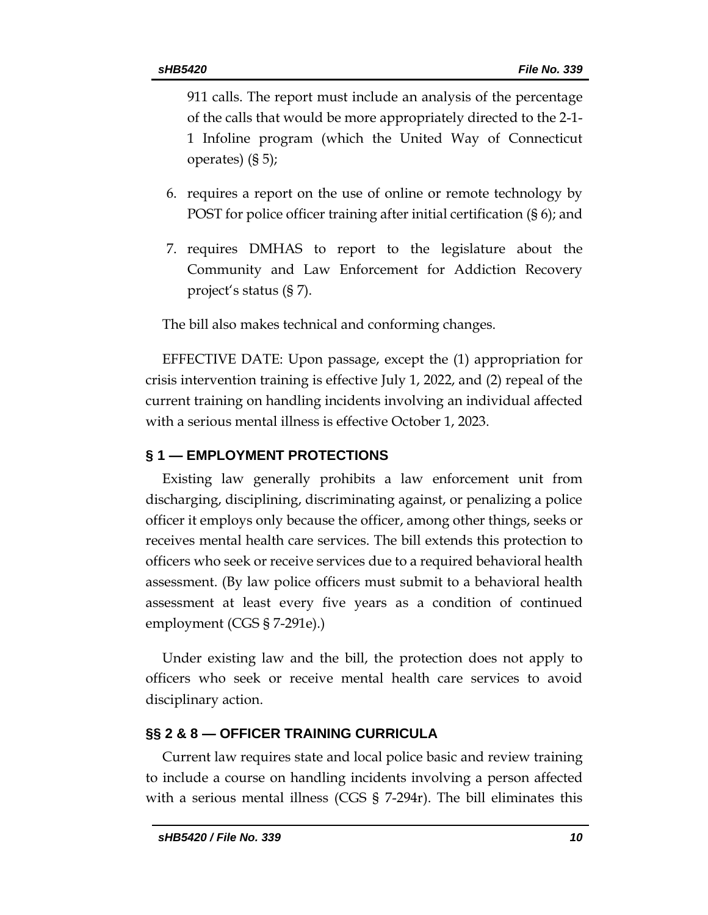911 calls. The report must include an analysis of the percentage of the calls that would be more appropriately directed to the 2-1-1 Infoline program (which the United Way of Connecticut operates) (§ 5);

6. requires a report on the use of online or remote technology by POST for police officer training after initial certification (§ 6); and
7. requires DMHAS to report to the legislature about the Community and Law Enforcement for Addiction Recovery project's status (§ 7).

The bill also makes technical and conforming changes.

EFFECTIVE DATE: Upon passage, except the (1) appropriation for crisis intervention training is effective July 1, 2022, and (2) repeal of the current training on handling incidents involving an individual affected with a serious mental illness is effective October 1, 2023.

## § 1 — EMPLOYMENT PROTECTIONS

Existing law generally prohibits a law enforcement unit from discharging, disciplining, discriminating against, or penalizing a police officer it employs only because the officer, among other things, seeks or receives mental health care services. The bill extends this protection to officers who seek or receive services due to a required behavioral health assessment. (By law police officers must submit to a behavioral health assessment at least every five years as a condition of continued employment (CGS § 7-291e).)

Under existing law and the bill, the protection does not apply to officers who seek or receive mental health care services to avoid disciplinary action.

## §§ 2 & 8 — OFFICER TRAINING CURRICULA

Current law requires state and local police basic and review training to include a course on handling incidents involving a person affected with a serious mental illness (CGS § 7-294r). The bill eliminates this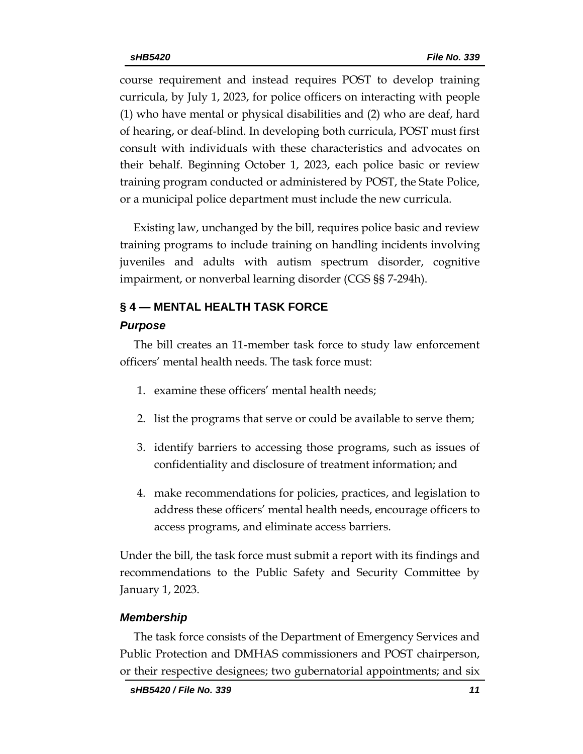course requirement and instead requires POST to develop training curricula, by July 1, 2023, for police officers on interacting with people (1) who have mental or physical disabilities and (2) who are deaf, hard of hearing, or deaf-blind. In developing both curricula, POST must first consult with individuals with these characteristics and advocates on their behalf. Beginning October 1, 2023, each police basic or review training program conducted or administered by POST, the State Police, or a municipal police department must include the new curricula.

Existing law, unchanged by the bill, requires police basic and review training programs to include training on handling incidents involving juveniles and adults with autism spectrum disorder, cognitive impairment, or nonverbal learning disorder (CGS §§ 7-294h).

## § 4 — MENTAL HEALTH TASK FORCE

### *Purpose*

The bill creates an 11-member task force to study law enforcement officers' mental health needs. The task force must:

1. examine these officers' mental health needs;
2. list the programs that serve or could be available to serve them;
3. identify barriers to accessing those programs, such as issues of confidentiality and disclosure of treatment information; and
4. make recommendations for policies, practices, and legislation to address these officers' mental health needs, encourage officers to access programs, and eliminate access barriers.

Under the bill, the task force must submit a report with its findings and recommendations to the Public Safety and Security Committee by January 1, 2023.

### *Membership*

The task force consists of the Department of Emergency Services and Public Protection and DMHAS commissioners and POST chairperson, or their respective designees; two gubernatorial appointments; and six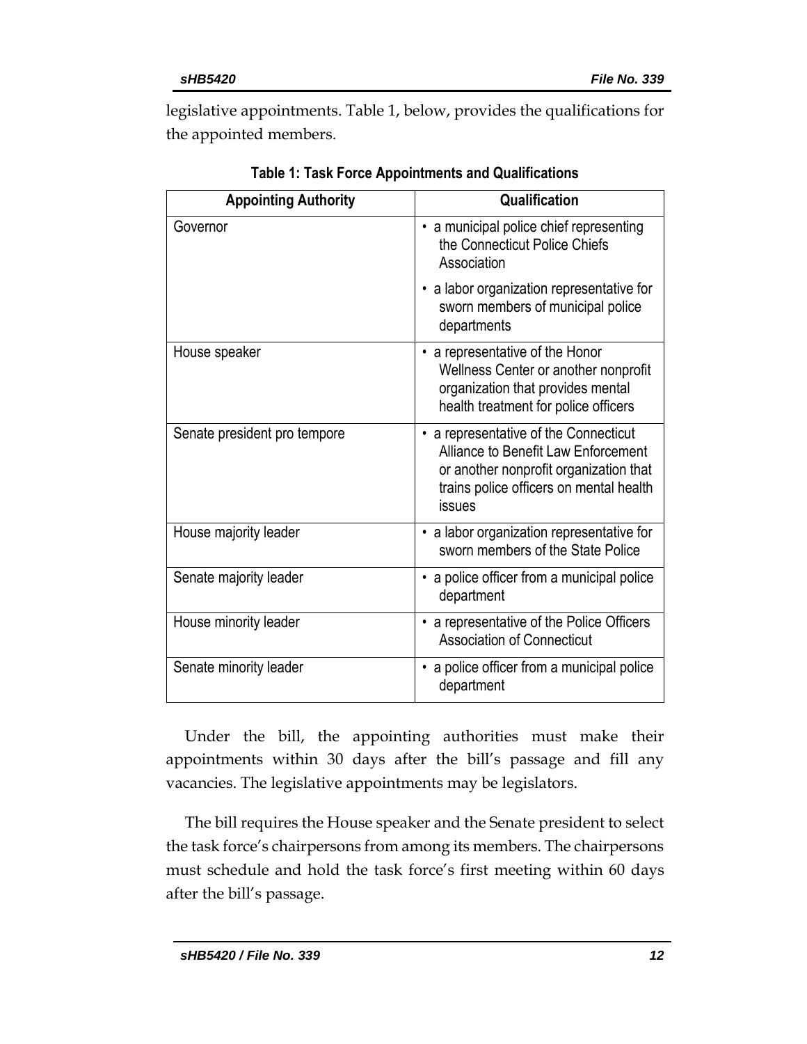legislative appointments. Table 1, below, provides the qualifications for the appointed members.

**Table 1: Task Force Appointments and Qualifications**

| Appointing Authority | Qualification |
|---|---|
| Governor | • a municipal police chief representing the Connecticut Police Chiefs Association<br>• a labor organization representative for sworn members of municipal police departments |
| House speaker | • a representative of the Honor Wellness Center or another nonprofit organization that provides mental health treatment for police officers |
| Senate president pro tempore | • a representative of the Connecticut Alliance to Benefit Law Enforcement or another nonprofit organization that trains police officers on mental health issues |
| House majority leader | • a labor organization representative for sworn members of the State Police |
| Senate majority leader | • a police officer from a municipal police department |
| House minority leader | • a representative of the Police Officers Association of Connecticut |
| Senate minority leader | • a police officer from a municipal police department |

Under the bill, the appointing authorities must make their appointments within 30 days after the bill's passage and fill any vacancies. The legislative appointments may be legislators.

The bill requires the House speaker and the Senate president to select the task force's chairpersons from among its members. The chairpersons must schedule and hold the task force's first meeting within 60 days after the bill's passage.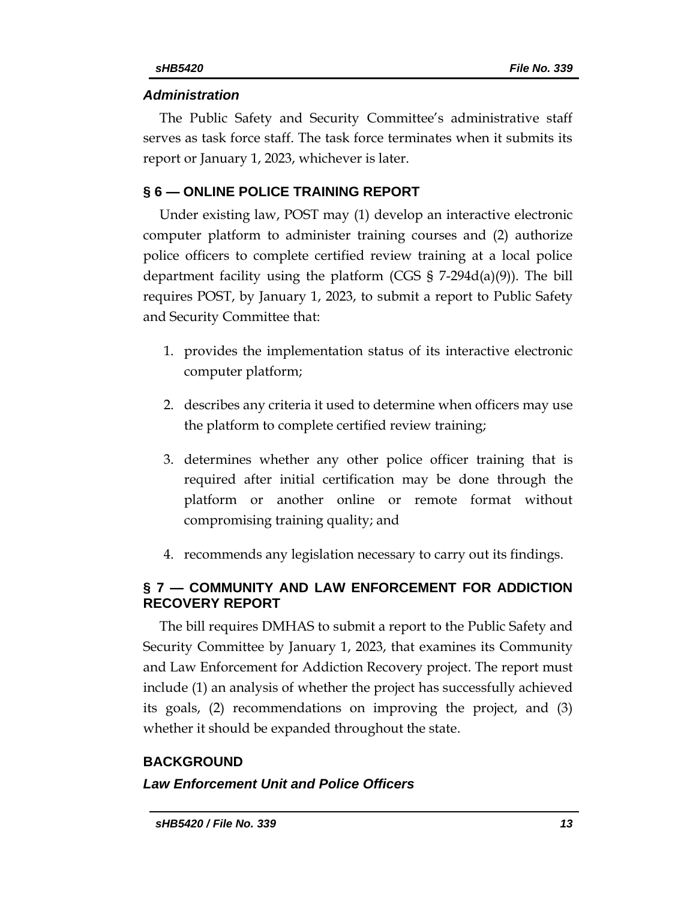### *Administration*

The Public Safety and Security Committee's administrative staff serves as task force staff. The task force terminates when it submits its report or January 1, 2023, whichever is later.

## § 6 — ONLINE POLICE TRAINING REPORT

Under existing law, POST may (1) develop an interactive electronic computer platform to administer training courses and (2) authorize police officers to complete certified review training at a local police department facility using the platform (CGS § 7-294d(a)(9)). The bill requires POST, by January 1, 2023, to submit a report to Public Safety and Security Committee that:

1. provides the implementation status of its interactive electronic computer platform;
2. describes any criteria it used to determine when officers may use the platform to complete certified review training;
3. determines whether any other police officer training that is required after initial certification may be done through the platform or another online or remote format without compromising training quality; and
4. recommends any legislation necessary to carry out its findings.

## § 7 — COMMUNITY AND LAW ENFORCEMENT FOR ADDICTION RECOVERY REPORT

The bill requires DMHAS to submit a report to the Public Safety and Security Committee by January 1, 2023, that examines its Community and Law Enforcement for Addiction Recovery project. The report must include (1) an analysis of whether the project has successfully achieved its goals, (2) recommendations on improving the project, and (3) whether it should be expanded throughout the state.

## BACKGROUND

### *Law Enforcement Unit and Police Officers*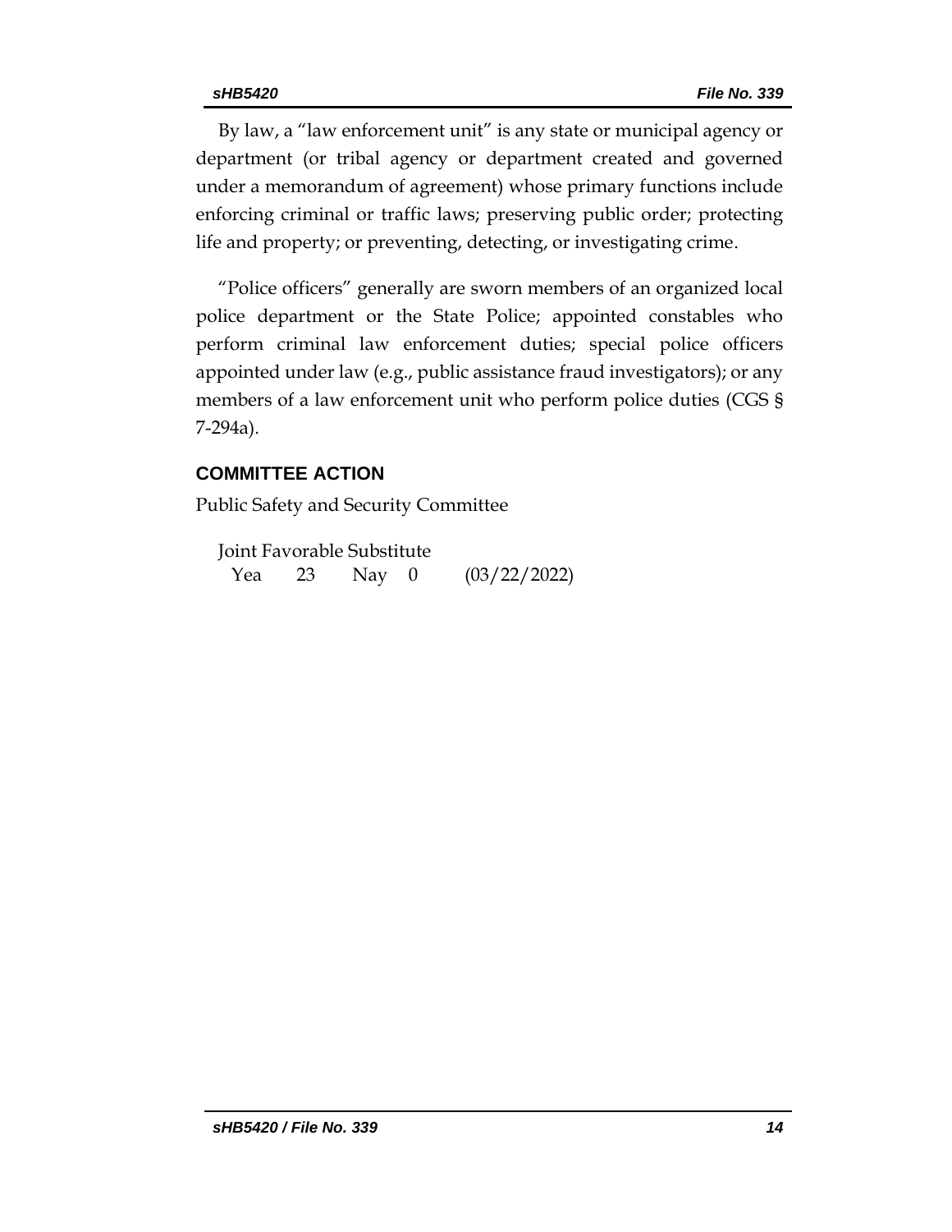By law, a "law enforcement unit" is any state or municipal agency or department (or tribal agency or department created and governed under a memorandum of agreement) whose primary functions include enforcing criminal or traffic laws; preserving public order; protecting life and property; or preventing, detecting, or investigating crime.

"Police officers" generally are sworn members of an organized local police department or the State Police; appointed constables who perform criminal law enforcement duties; special police officers appointed under law (e.g., public assistance fraud investigators); or any members of a law enforcement unit who perform police duties (CGS § 7-294a).

## COMMITTEE ACTION

Public Safety and Security Committee

Joint Favorable Substitute

| | | | | |
|---|---|---|---|---|
| Yea | 23 | Nay | 0 | (03/22/2022) |